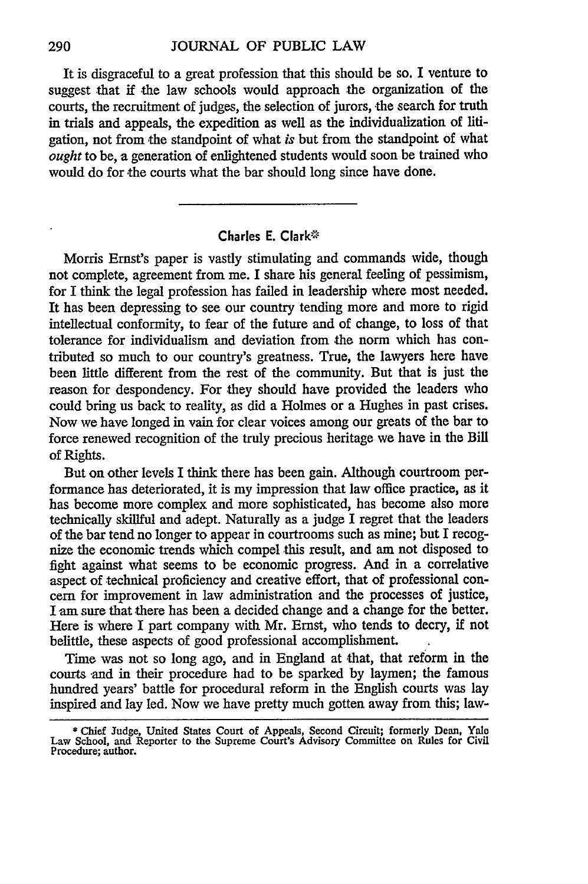It is disgraceful to a great profession that this should be so. I venture to suggest that if the law schools would approach the organization of the courts, the recruitment of judges, the selection of jurors, the search for truth in trials and appeals, the expedition as well as the individualization of litigation, not from the standpoint of what *is* but from the standpoint of what *ought* to be, a generation of enlightened students would soon be trained who would do for the courts what the bar should long since have done.

---

### Charles E. Clark*

Morris Ernst's paper is vastly stimulating and commands wide, though not complete, agreement from me. I share his general feeling of pessimism, for I think the legal profession has failed in leadership where most needed. It has been depressing to see our country tending more and more to rigid intellectual conformity, to fear of the future and of change, to loss of that tolerance for individualism and deviation from the norm which has contributed so much to our country's greatness. True, the lawyers here have been little different from the rest of the community. But that is just the reason for despondency. For they should have provided the leaders who could bring us back to reality, as did a Holmes or a Hughes in past crises. Now we have longed in vain for clear voices among our greats of the bar to force renewed recognition of the truly precious heritage we have in the Bill of Rights.

But on other levels I think there has been gain. Although courtroom performance has deteriorated, it is my impression that law office practice, as it has become more complex and more sophisticated, has become also more technically skillful and adept. Naturally as a judge I regret that the leaders of the bar tend no longer to appear in courtrooms such as mine; but I recognize the economic trends which compel this result, and am not disposed to fight against what seems to be economic progress. And in a correlative aspect of technical proficiency and creative effort, that of professional concern for improvement in law administration and the processes of justice, I am sure that there has been a decided change and a change for the better. Here is where I part company with Mr. Ernst, who tends to decry, if not belittle, these aspects of good professional accomplishment.

Time was not so long ago, and in England at that, that reform in the courts and in their procedure had to be sparked by laymen; the famous hundred years' battle for procedural reform in the English courts was lay inspired and lay led. Now we have pretty much gotten away from this; law-

---

\* Chief Judge, United States Court of Appeals, Second Circuit; formerly Dean, Yale Law School, and Reporter to the Supreme Court's Advisory Committee on Rules for Civil Procedure; author.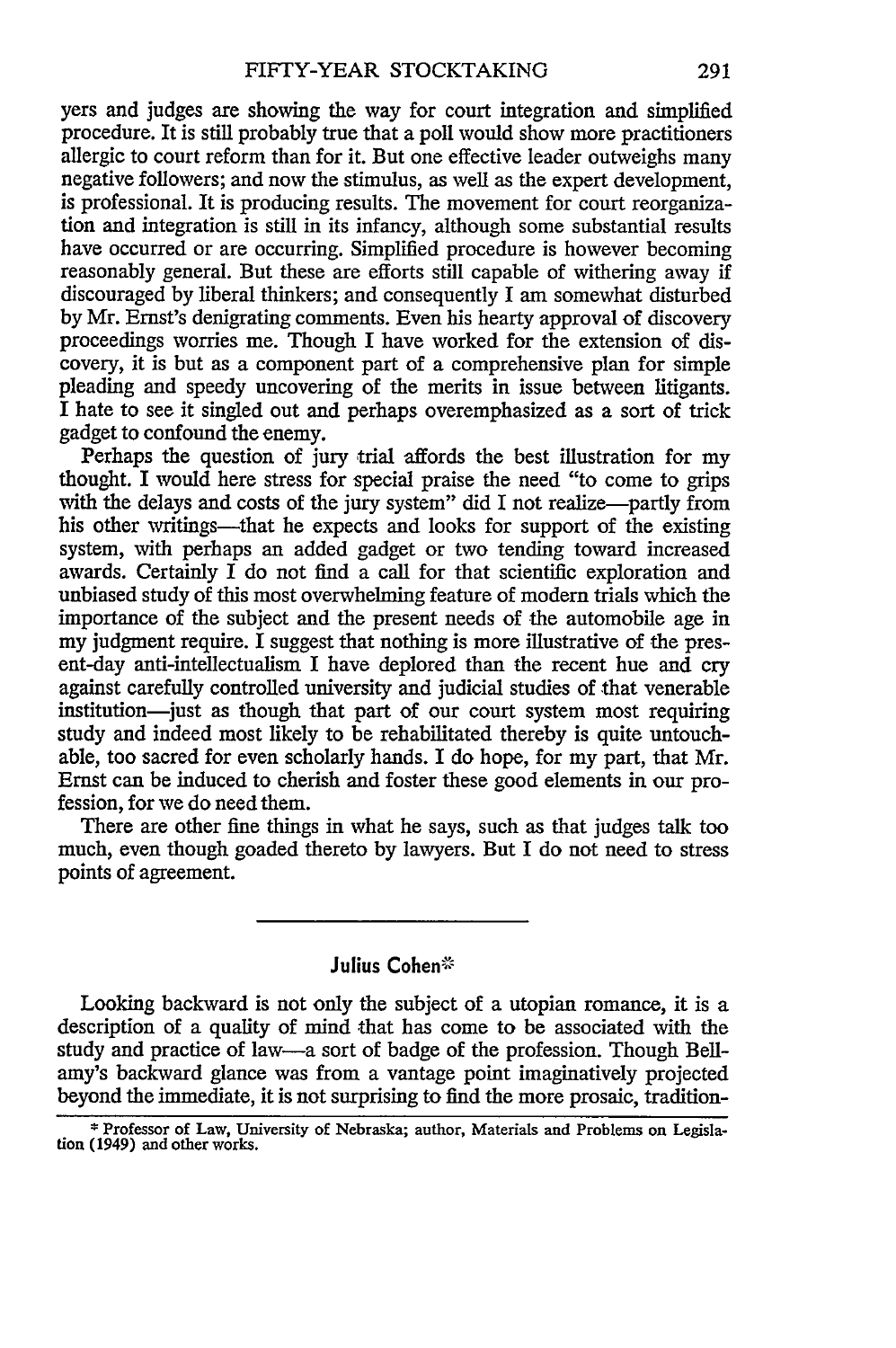yers and judges are showing the way for court integration and simplified procedure. It is still probably true that a poll would show more practitioners allergic to court reform than for it. But one effective leader outweighs many negative followers; and now the stimulus, as well as the expert development, is professional. It is producing results. The movement for court reorganization and integration is still in its infancy, although some substantial results have occurred or are occurring. Simplified procedure is however becoming reasonably general. But these are efforts still capable of withering away if discouraged by liberal thinkers; and consequently I am somewhat disturbed by Mr. Ernst's denigrating comments. Even his hearty approval of discovery proceedings worries me. Though I have worked for the extension of discovery, it is but as a component part of a comprehensive plan for simple pleading and speedy uncovering of the merits in issue between litigants. I hate to see it singled out and perhaps overemphasized as a sort of trick gadget to confound the enemy.

Perhaps the question of jury trial affords the best illustration for my thought. I would here stress for special praise the need "to come to grips with the delays and costs of the jury system" did I not realize—partly from his other writings—that he expects and looks for support of the existing system, with perhaps an added gadget or two tending toward increased awards. Certainly I do not find a call for that scientific exploration and unbiased study of this most overwhelming feature of modern trials which the importance of the subject and the present needs of the automobile age in my judgment require. I suggest that nothing is more illustrative of the present-day anti-intellectualism I have deplored than the recent hue and cry against carefully controlled university and judicial studies of that venerable institution—just as though that part of our court system most requiring study and indeed most likely to be rehabilitated thereby is quite untouchable, too sacred for even scholarly hands. I do hope, for my part, that Mr. Ernst can be induced to cherish and foster these good elements in our profession, for we do need them.

There are other fine things in what he says, such as that judges talk too much, even though goaded thereto by lawyers. But I do not need to stress points of agreement.

---

### Julius Cohen*

Looking backward is not only the subject of a utopian romance, it is a description of a quality of mind that has come to be associated with the study and practice of law—a sort of badge of the profession. Though Bellamy's backward glance was from a vantage point imaginatively projected beyond the immediate, it is not surprising to find the more prosaic, tradition-

\* Professor of Law, University of Nebraska; author, Materials and Problems on Legislation (1949) and other works.